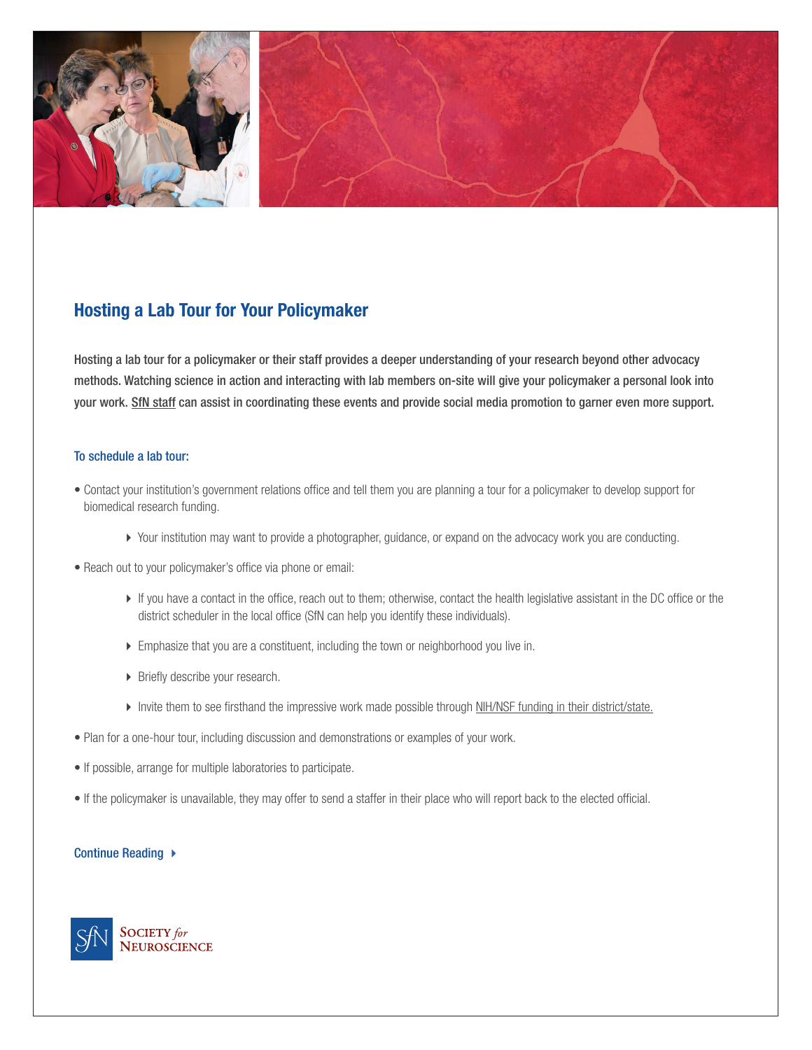## Hosting a Lab Tour for Your Policymaker

**Hosting a lab tour for a policymaker or their staff provides a deeper understanding of your research beyond other advocacy methods. Watching science in action and interacting with lab members on-site will give your policymaker a personal look into your work. SfN staff can assist in coordinating these events and provide social media promotion to garner even more support.**

### To schedule a lab tour:

- Contact your institution's government relations office and tell them you are planning a tour for a policymaker to develop support for biomedical research funding.
  - Your institution may want to provide a photographer, guidance, or expand on the advocacy work you are conducting.
- Reach out to your policymaker's office via phone or email:
  - If you have a contact in the office, reach out to them; otherwise, contact the health legislative assistant in the DC office or the district scheduler in the local office (SfN can help you identify these individuals).
  - Emphasize that you are a constituent, including the town or neighborhood you live in.
  - Briefly describe your research.
  - Invite them to see firsthand the impressive work made possible through NIH/NSF funding in their district/state.
- Plan for a one-hour tour, including discussion and demonstrations or examples of your work.
- If possible, arrange for multiple laboratories to participate.
- If the policymaker is unavailable, they may offer to send a staffer in their place who will report back to the elected official.

Continue Reading

SfN SOCIETY *for* NEUROSCIENCE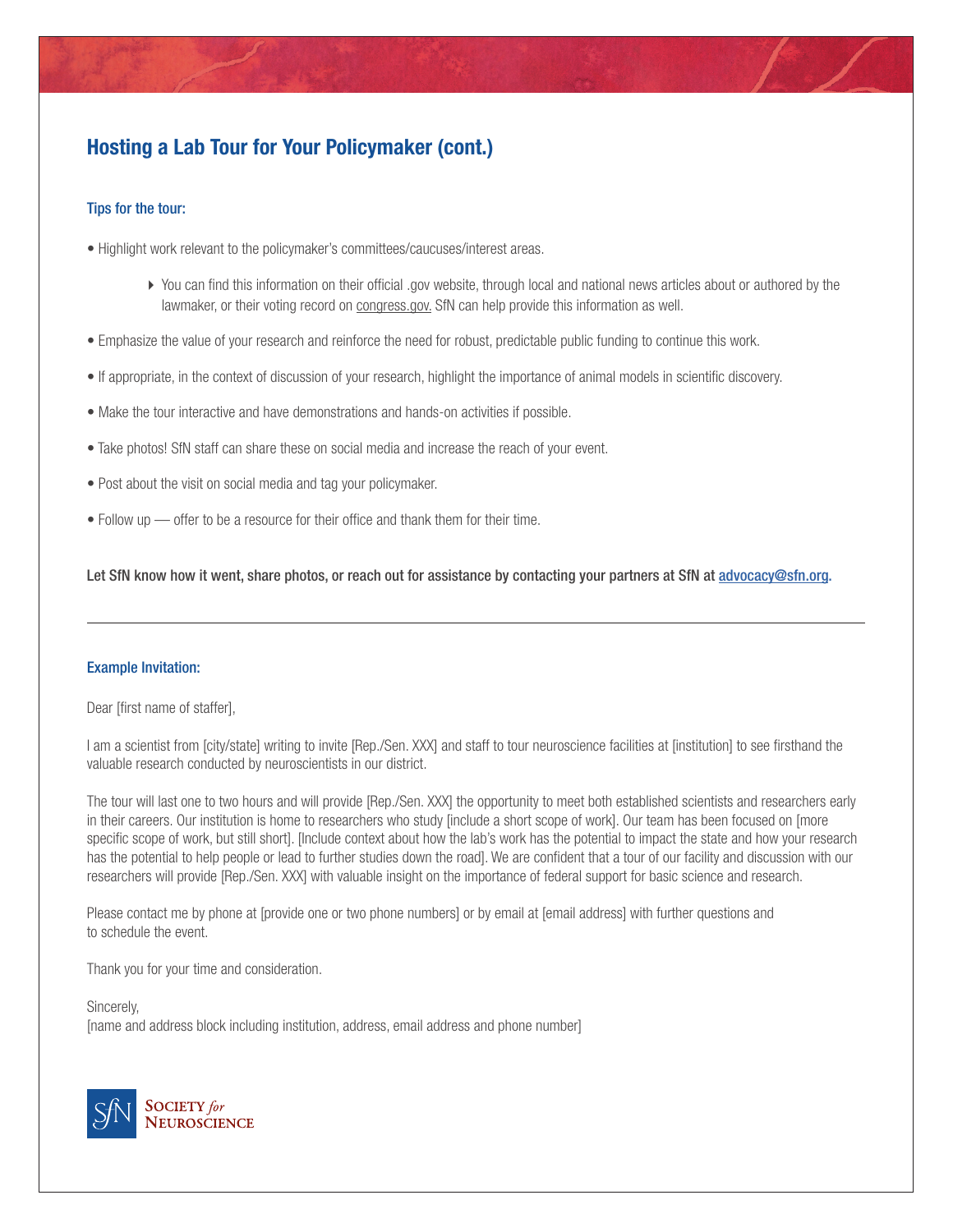## Hosting a Lab Tour for Your Policymaker (cont.)

### Tips for the tour:

- Highlight work relevant to the policymaker's committees/caucuses/interest areas.
  - You can find this information on their official .gov website, through local and national news articles about or authored by the lawmaker, or their voting record on congress.gov. SfN can help provide this information as well.
- Emphasize the value of your research and reinforce the need for robust, predictable public funding to continue this work.
- If appropriate, in the context of discussion of your research, highlight the importance of animal models in scientific discovery.
- Make the tour interactive and have demonstrations and hands-on activities if possible.
- Take photos! SfN staff can share these on social media and increase the reach of your event.
- Post about the visit on social media and tag your policymaker.
- Follow up — offer to be a resource for their office and thank them for their time.

Let SfN know how it went, share photos, or reach out for assistance by contacting your partners at SfN at advocacy@sfn.org.

---

### Example Invitation:

Dear [first name of staffer],

I am a scientist from [city/state] writing to invite [Rep./Sen. XXX] and staff to tour neuroscience facilities at [institution] to see firsthand the valuable research conducted by neuroscientists in our district.

The tour will last one to two hours and will provide [Rep./Sen. XXX] the opportunity to meet both established scientists and researchers early in their careers. Our institution is home to researchers who study [include a short scope of work]. Our team has been focused on [more specific scope of work, but still short]. [Include context about how the lab's work has the potential to impact the state and how your research has the potential to help people or lead to further studies down the road]. We are confident that a tour of our facility and discussion with our researchers will provide [Rep./Sen. XXX] with valuable insight on the importance of federal support for basic science and research.

Please contact me by phone at [provide one or two phone numbers] or by email at [email address] with further questions and to schedule the event.

Thank you for your time and consideration.

Sincerely,
[name and address block including institution, address, email address and phone number]

SfN Society for Neuroscience